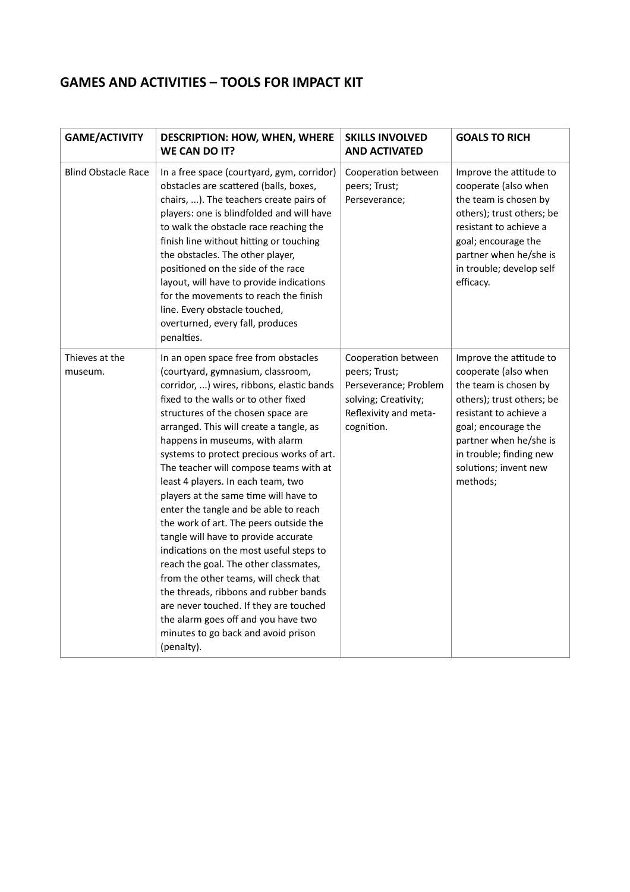## GAMES AND ACTIVITIES – TOOLS FOR IMPACT KIT

| GAME/ACTIVITY | DESCRIPTION: HOW, WHEN, WHERE WE CAN DO IT? | SKILLS INVOLVED AND ACTIVATED | GOALS TO RICH |
|---|---|---|---|
| Blind Obstacle Race | In a free space (courtyard, gym, corridor) obstacles are scattered (balls, boxes, chairs, ...). The teachers create pairs of players: one is blindfolded and will have to walk the obstacle race reaching the finish line without hitting or touching the obstacles. The other player, positioned on the side of the race layout, will have to provide indications for the movements to reach the finish line. Every obstacle touched, overturned, every fall, produces penalties. | Cooperation between peers; Trust; Perseverance; | Improve the attitude to cooperate (also when the team is chosen by others); trust others; be resistant to achieve a goal; encourage the partner when he/she is in trouble; develop self efficacy. |
| Thieves at the museum. | In an open space free from obstacles (courtyard, gymnasium, classroom, corridor, ...) wires, ribbons, elastic bands fixed to the walls or to other fixed structures of the chosen space are arranged. This will create a tangle, as happens in museums, with alarm systems to protect precious works of art. The teacher will compose teams with at least 4 players. In each team, two players at the same time will have to enter the tangle and be able to reach the work of art. The peers outside the tangle will have to provide accurate indications on the most useful steps to reach the goal. The other classmates, from the other teams, will check that the threads, ribbons and rubber bands are never touched. If they are touched the alarm goes off and you have two minutes to go back and avoid prison (penalty). | Cooperation between peers; Trust; Perseverance; Problem solving; Creativity; Reflexivity and meta-cognition. | Improve the attitude to cooperate (also when the team is chosen by others); trust others; be resistant to achieve a goal; encourage the partner when he/she is in trouble; finding new solutions; invent new methods; |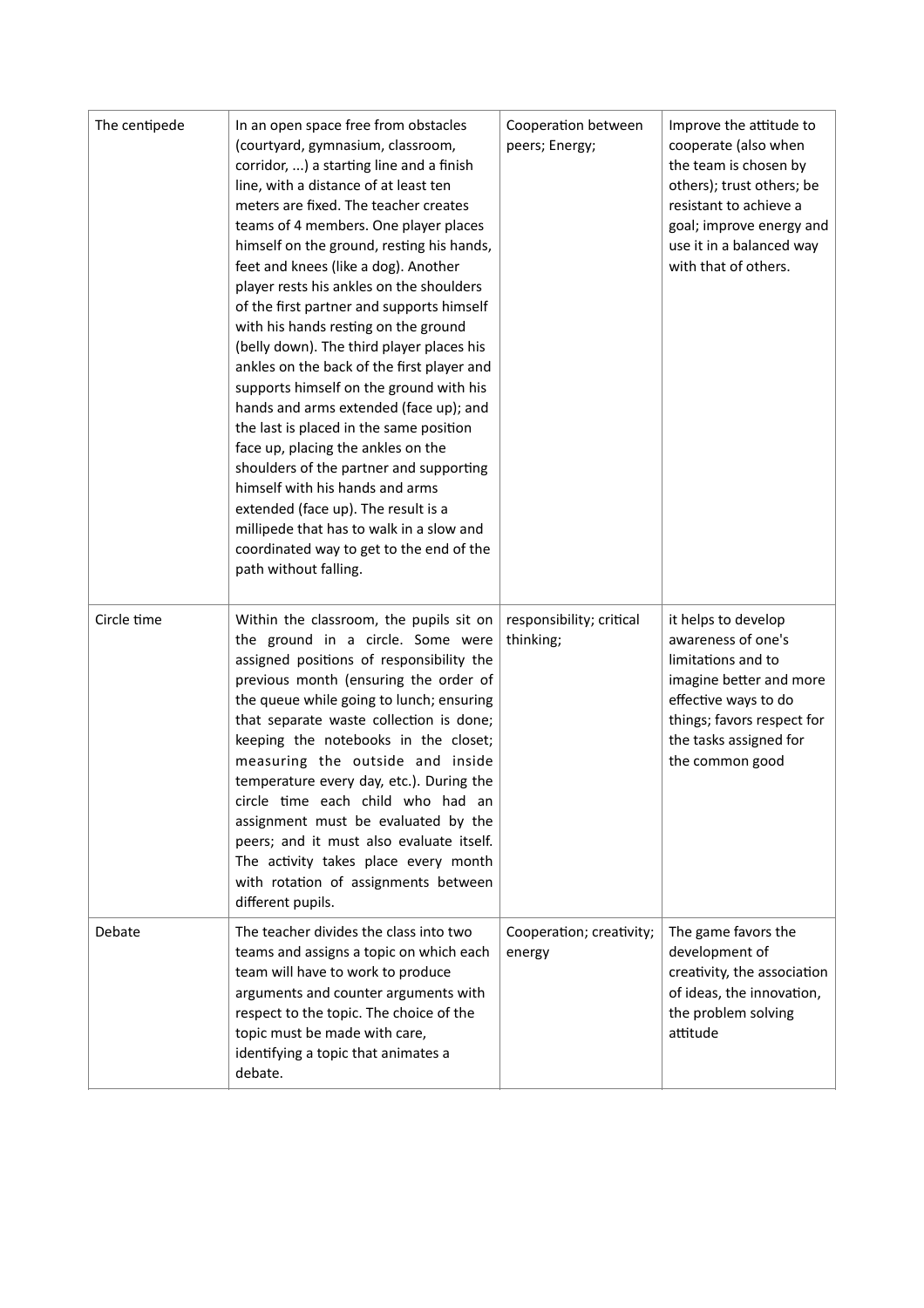| The centipede | In an open space free from obstacles (courtyard, gymnasium, classroom, corridor, ...) a starting line and a finish line, with a distance of at least ten meters are fixed. The teacher creates teams of 4 members. One player places himself on the ground, resting his hands, feet and knees (like a dog). Another player rests his ankles on the shoulders of the first partner and supports himself with his hands resting on the ground (belly down). The third player places his ankles on the back of the first player and supports himself on the ground with his hands and arms extended (face up); and the last is placed in the same position face up, placing the ankles on the shoulders of the partner and supporting himself with his hands and arms extended (face up). The result is a millipede that has to walk in a slow and coordinated way to get to the end of the path without falling. | Cooperation between peers; Energy; | Improve the attitude to cooperate (also when the team is chosen by others); trust others; be resistant to achieve a goal; improve energy and use it in a balanced way with that of others. |
|---|---|---|---|
| Circle time | Within the classroom, the pupils sit on the ground in a circle. Some were assigned positions of responsibility the previous month (ensuring the order of the queue while going to lunch; ensuring that separate waste collection is done; keeping the notebooks in the closet; measuring the outside and inside temperature every day, etc.). During the circle time each child who had an assignment must be evaluated by the peers; and it must also evaluate itself. The activity takes place every month with rotation of assignments between different pupils. | responsibility; critical thinking; | it helps to develop awareness of one's limitations and to imagine better and more effective ways to do things; favors respect for the tasks assigned for the common good |
| Debate | The teacher divides the class into two teams and assigns a topic on which each team will have to work to produce arguments and counter arguments with respect to the topic. The choice of the topic must be made with care, identifying a topic that animates a debate. | Cooperation; creativity; energy | The game favors the development of creativity, the association of ideas, the innovation, the problem solving attitude |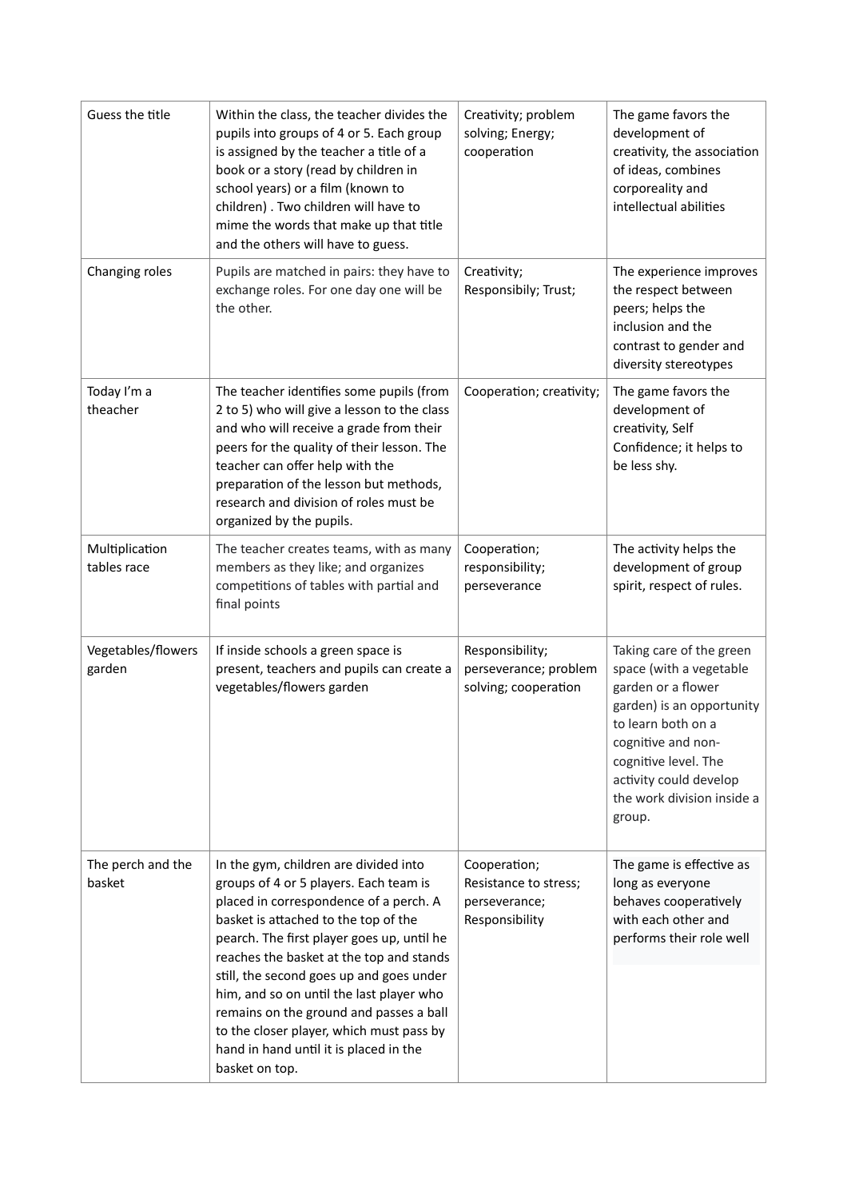| | | | |
|---|---|---|---|
| Guess the title | Within the class, the teacher divides the pupils into groups of 4 or 5. Each group is assigned by the teacher a title of a book or a story (read by children in school years) or a film (known to children) . Two children will have to mime the words that make up that title and the others will have to guess. | Creativity; problem solving; Energy; cooperation | The game favors the development of creativity, the association of ideas, combines corporeality and intellectual abilities |
| Changing roles | Pupils are matched in pairs: they have to exchange roles. For one day one will be the other. | Creativity; Responsibily; Trust; | The experience improves the respect between peers; helps the inclusion and the contrast to gender and diversity stereotypes |
| Today I'm a theacher | The teacher identifies some pupils (from 2 to 5) who will give a lesson to the class and who will receive a grade from their peers for the quality of their lesson. The teacher can offer help with the preparation of the lesson but methods, research and division of roles must be organized by the pupils. | Cooperation; creativity; | The game favors the development of creativity, Self Confidence; it helps to be less shy. |
| Multiplication tables race | The teacher creates teams, with as many members as they like; and organizes competitions of tables with partial and final points | Cooperation; responsibility; perseverance | The activity helps the development of group spirit, respect of rules. |
| Vegetables/flowers garden | If inside schools a green space is present, teachers and pupils can create a vegetables/flowers garden | Responsibility; perseverance; problem solving; cooperation | Taking care of the green space (with a vegetable garden or a flower garden) is an opportunity to learn both on a cognitive and non-cognitive level. The activity could develop the work division inside a group. |
| The perch and the basket | In the gym, children are divided into groups of 4 or 5 players. Each team is placed in correspondence of a perch. A basket is attached to the top of the pearch. The first player goes up, until he reaches the basket at the top and stands still, the second goes up and goes under him, and so on until the last player who remains on the ground and passes a ball to the closer player, which must pass by hand in hand until it is placed in the basket on top. | Cooperation; Resistance to stress; perseverance; Responsibility | The game is effective as long as everyone behaves cooperatively with each other and performs their role well |